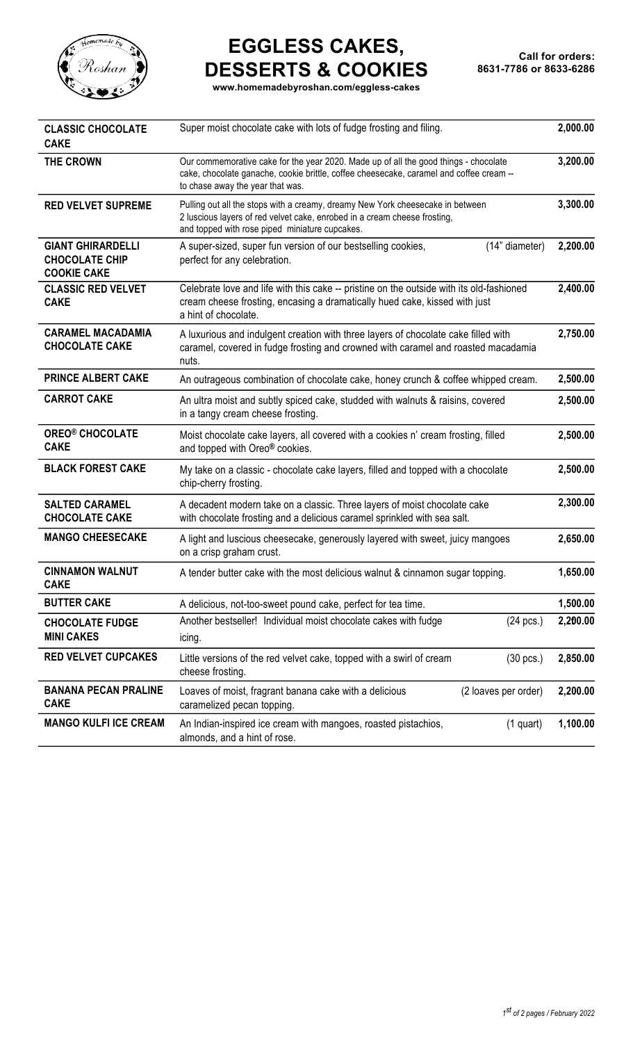# EGGLESS CAKES, DESSERTS & COOKIES

www.homemadebyroshan.com/eggless-cakes

**Call for orders:**
**8631-7786 or 8633-6286**

| Item | Description | Quantity | Price |
|---|---|---|---|
| **CLASSIC CHOCOLATE CAKE** | Super moist chocolate cake with lots of fudge frosting and filing. | | **2,000.00** |
| **THE CROWN** | Our commemorative cake for the year 2020. Made up of all the good things - chocolate cake, chocolate ganache, cookie brittle, coffee cheesecake, caramel and coffee cream -- to chase away the year that was. | | **3,200.00** |
| **RED VELVET SUPREME** | Pulling out all the stops with a creamy, dreamy New York cheesecake in between 2 luscious layers of red velvet cake, enrobed in a cream cheese frosting, and topped with rose piped miniature cupcakes. | | **3,300.00** |
| **GIANT GHIRARDELLI CHOCOLATE CHIP COOKIE CAKE** | A super-sized, super fun version of our bestselling cookies, perfect for any celebration. | (14" diameter) | **2,200.00** |
| **CLASSIC RED VELVET CAKE** | Celebrate love and life with this cake -- pristine on the outside with its old-fashioned cream cheese frosting, encasing a dramatically hued cake, kissed with just a hint of chocolate. | | **2,400.00** |
| **CARAMEL MACADAMIA CHOCOLATE CAKE** | A luxurious and indulgent creation with three layers of chocolate cake filled with caramel, covered in fudge frosting and crowned with caramel and roasted macadamia nuts. | | **2,750.00** |
| **PRINCE ALBERT CAKE** | An outrageous combination of chocolate cake, honey crunch & coffee whipped cream. | | **2,500.00** |
| **CARROT CAKE** | An ultra moist and subtly spiced cake, studded with walnuts & raisins, covered in a tangy cream cheese frosting. | | **2,500.00** |
| **OREO® CHOCOLATE CAKE** | Moist chocolate cake layers, all covered with a cookies n' cream frosting, filled and topped with Oreo® cookies. | | **2,500.00** |
| **BLACK FOREST CAKE** | My take on a classic - chocolate cake layers, filled and topped with a chocolate chip-cherry frosting. | | **2,500.00** |
| **SALTED CARAMEL CHOCOLATE CAKE** | A decadent modern take on a classic. Three layers of moist chocolate cake with chocolate frosting and a delicious caramel sprinkled with sea salt. | | **2,300.00** |
| **MANGO CHEESECAKE** | A light and luscious cheesecake, generously layered with sweet, juicy mangoes on a crisp graham crust. | | **2,650.00** |
| **CINNAMON WALNUT CAKE** | A tender butter cake with the most delicious walnut & cinnamon sugar topping. | | **1,650.00** |
| **BUTTER CAKE** | A delicious, not-too-sweet pound cake, perfect for tea time. | | **1,500.00** |
| **CHOCOLATE FUDGE MINI CAKES** | Another bestseller! Individual moist chocolate cakes with fudge icing. | (24 pcs.) | **2,200.00** |
| **RED VELVET CUPCAKES** | Little versions of the red velvet cake, topped with a swirl of cream cheese frosting. | (30 pcs.) | **2,850.00** |
| **BANANA PECAN PRALINE CAKE** | Loaves of moist, fragrant banana cake with a delicious caramelized pecan topping. | (2 loaves per order) | **2,200.00** |
| **MANGO KULFI ICE CREAM** | An Indian-inspired ice cream with mangoes, roasted pistachios, almonds, and a hint of rose. | (1 quart) | **1,100.00** |

*1st of 2 pages / February 2022*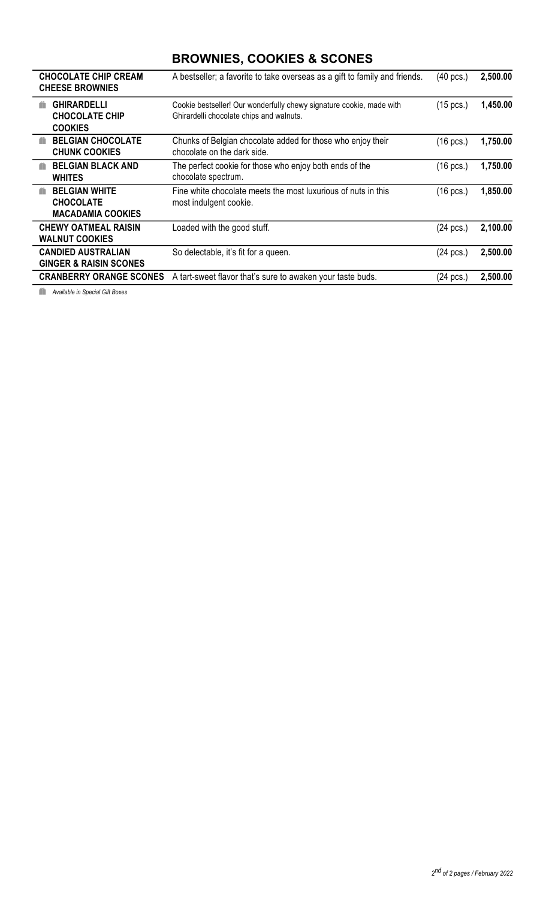## BROWNIES, COOKIES & SCONES

| | | | |
|---|---|---|---|
| **CHOCOLATE CHIP CREAM CHEESE BROWNIES** | A bestseller; a favorite to take overseas as a gift to family and friends. | (40 pcs.) | **2,500.00** |
| 🎁 **GHIRARDELLI CHOCOLATE CHIP COOKIES** | Cookie bestseller! Our wonderfully chewy signature cookie, made with Ghirardelli chocolate chips and walnuts. | (15 pcs.) | **1,450.00** |
| 🎁 **BELGIAN CHOCOLATE CHUNK COOKIES** | Chunks of Belgian chocolate added for those who enjoy their chocolate on the dark side. | (16 pcs.) | **1,750.00** |
| 🎁 **BELGIAN BLACK AND WHITES** | The perfect cookie for those who enjoy both ends of the chocolate spectrum. | (16 pcs.) | **1,750.00** |
| 🎁 **BELGIAN WHITE CHOCOLATE MACADAMIA COOKIES** | Fine white chocolate meets the most luxurious of nuts in this most indulgent cookie. | (16 pcs.) | **1,850.00** |
| **CHEWY OATMEAL RAISIN WALNUT COOKIES** | Loaded with the good stuff. | (24 pcs.) | **2,100.00** |
| **CANDIED AUSTRALIAN GINGER & RAISIN SCONES** | So delectable, it's fit for a queen. | (24 pcs.) | **2,500.00** |
| **CRANBERRY ORANGE SCONES** | A tart-sweet flavor that's sure to awaken your taste buds. | (24 pcs.) | **2,500.00** |

🎁 *Available in Special Gift Boxes*

*February 2022*